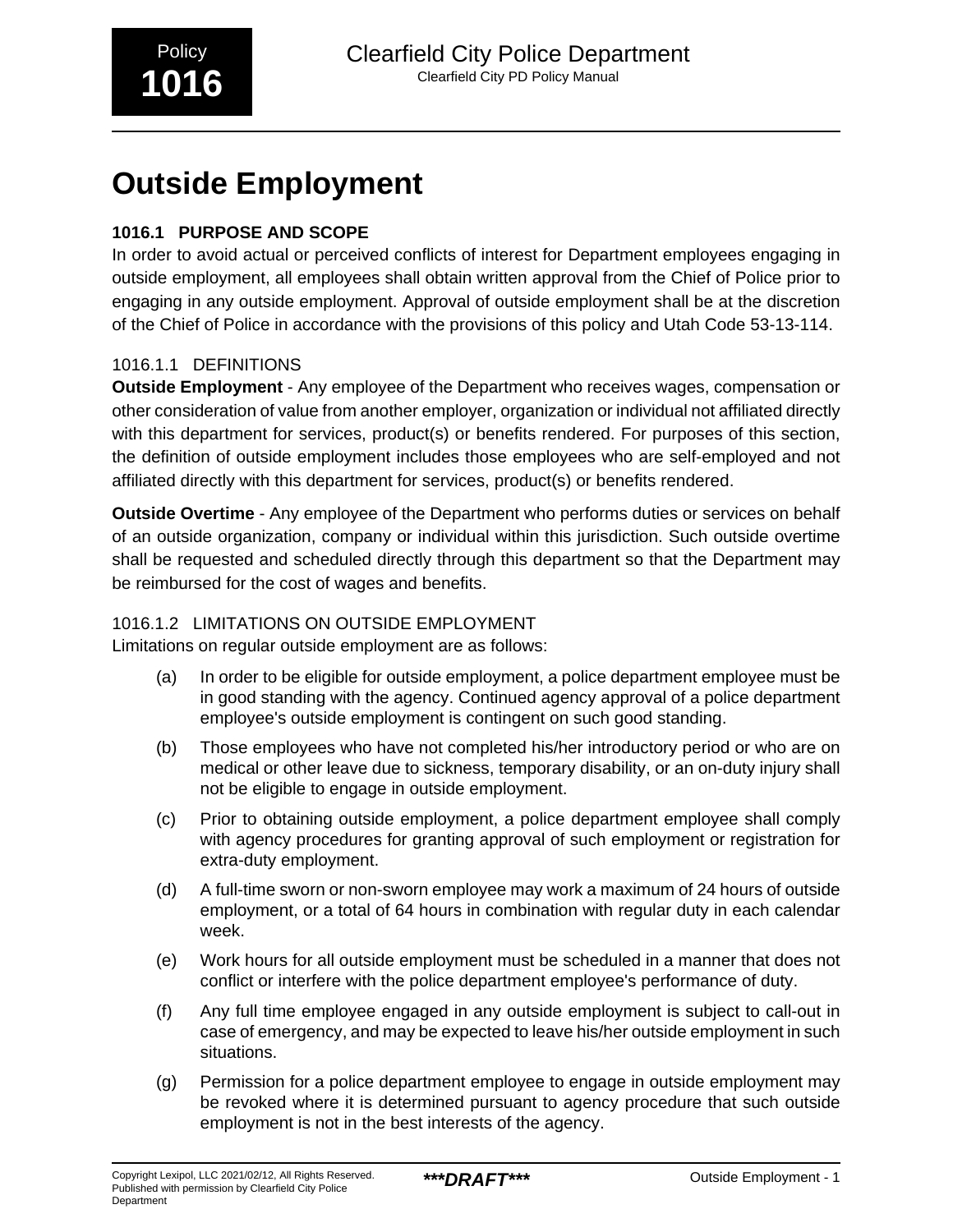Policy **1016**

Clearfield City Police Department

Clearfield City PD Policy Manual

# Outside Employment

## 1016.1 PURPOSE AND SCOPE

In order to avoid actual or perceived conflicts of interest for Department employees engaging in outside employment, all employees shall obtain written approval from the Chief of Police prior to engaging in any outside employment. Approval of outside employment shall be at the discretion of the Chief of Police in accordance with the provisions of this policy and Utah Code 53-13-114.

### 1016.1.1 DEFINITIONS

**Outside Employment** - Any employee of the Department who receives wages, compensation or other consideration of value from another employer, organization or individual not affiliated directly with this department for services, product(s) or benefits rendered. For purposes of this section, the definition of outside employment includes those employees who are self-employed and not affiliated directly with this department for services, product(s) or benefits rendered.

**Outside Overtime** - Any employee of the Department who performs duties or services on behalf of an outside organization, company or individual within this jurisdiction. Such outside overtime shall be requested and scheduled directly through this department so that the Department may be reimbursed for the cost of wages and benefits.

### 1016.1.2 LIMITATIONS ON OUTSIDE EMPLOYMENT

Limitations on regular outside employment are as follows:

(a) In order to be eligible for outside employment, a police department employee must be in good standing with the agency. Continued agency approval of a police department employee's outside employment is contingent on such good standing.

(b) Those employees who have not completed his/her introductory period or who are on medical or other leave due to sickness, temporary disability, or an on-duty injury shall not be eligible to engage in outside employment.

(c) Prior to obtaining outside employment, a police department employee shall comply with agency procedures for granting approval of such employment or registration for extra-duty employment.

(d) A full-time sworn or non-sworn employee may work a maximum of 24 hours of outside employment, or a total of 64 hours in combination with regular duty in each calendar week.

(e) Work hours for all outside employment must be scheduled in a manner that does not conflict or interfere with the police department employee's performance of duty.

(f) Any full time employee engaged in any outside employment is subject to call-out in case of emergency, and may be expected to leave his/her outside employment in such situations.

(g) Permission for a police department employee to engage in outside employment may be revoked where it is determined pursuant to agency procedure that such outside employment is not in the best interests of the agency.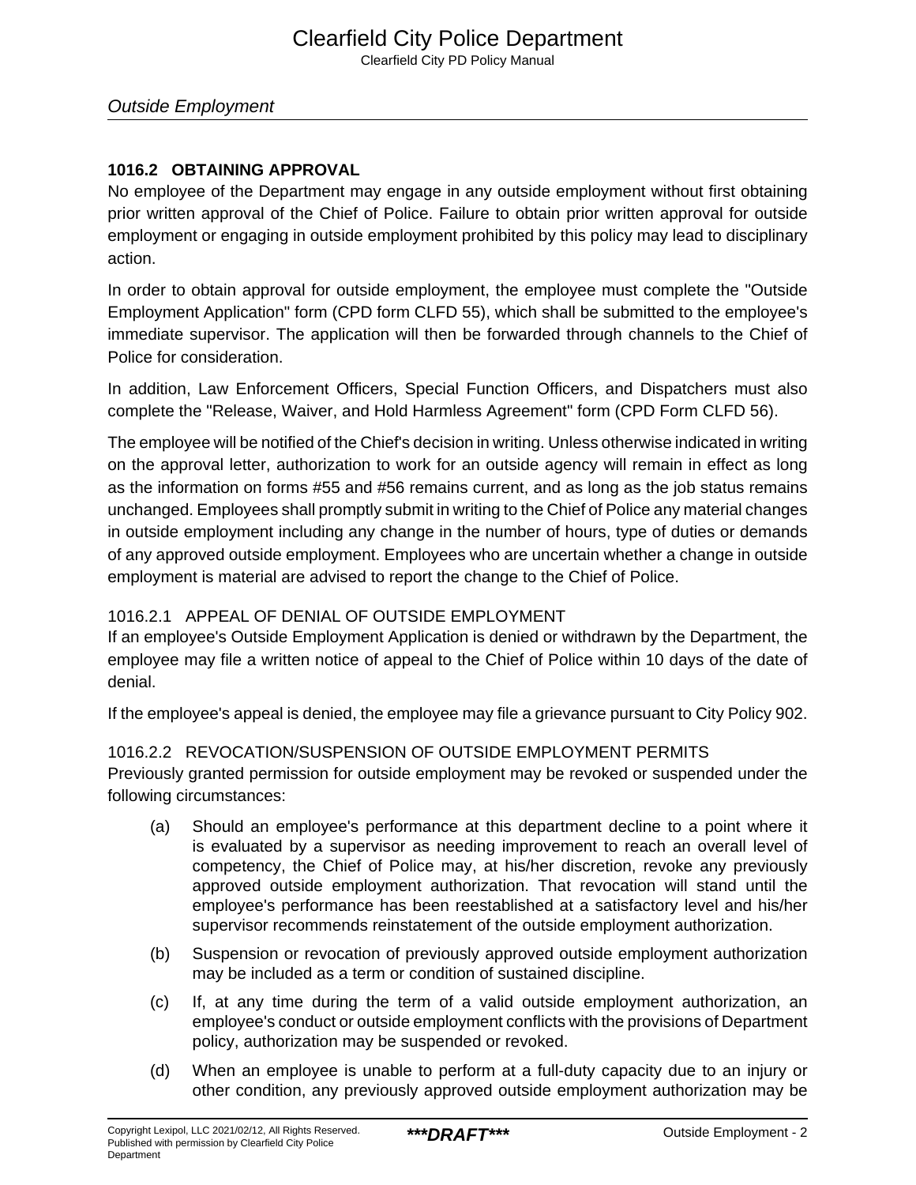## 1016.2 OBTAINING APPROVAL

No employee of the Department may engage in any outside employment without first obtaining prior written approval of the Chief of Police. Failure to obtain prior written approval for outside employment or engaging in outside employment prohibited by this policy may lead to disciplinary action.

In order to obtain approval for outside employment, the employee must complete the "Outside Employment Application" form (CPD form CLFD 55), which shall be submitted to the employee's immediate supervisor. The application will then be forwarded through channels to the Chief of Police for consideration.

In addition, Law Enforcement Officers, Special Function Officers, and Dispatchers must also complete the "Release, Waiver, and Hold Harmless Agreement" form (CPD Form CLFD 56).

The employee will be notified of the Chief's decision in writing. Unless otherwise indicated in writing on the approval letter, authorization to work for an outside agency will remain in effect as long as the information on forms #55 and #56 remains current, and as long as the job status remains unchanged. Employees shall promptly submit in writing to the Chief of Police any material changes in outside employment including any change in the number of hours, type of duties or demands of any approved outside employment. Employees who are uncertain whether a change in outside employment is material are advised to report the change to the Chief of Police.

### 1016.2.1 APPEAL OF DENIAL OF OUTSIDE EMPLOYMENT

If an employee's Outside Employment Application is denied or withdrawn by the Department, the employee may file a written notice of appeal to the Chief of Police within 10 days of the date of denial.

If the employee's appeal is denied, the employee may file a grievance pursuant to City Policy 902.

### 1016.2.2 REVOCATION/SUSPENSION OF OUTSIDE EMPLOYMENT PERMITS

Previously granted permission for outside employment may be revoked or suspended under the following circumstances:

(a) Should an employee's performance at this department decline to a point where it is evaluated by a supervisor as needing improvement to reach an overall level of competency, the Chief of Police may, at his/her discretion, revoke any previously approved outside employment authorization. That revocation will stand until the employee's performance has been reestablished at a satisfactory level and his/her supervisor recommends reinstatement of the outside employment authorization.

(b) Suspension or revocation of previously approved outside employment authorization may be included as a term or condition of sustained discipline.

(c) If, at any time during the term of a valid outside employment authorization, an employee's conduct or outside employment conflicts with the provisions of Department policy, authorization may be suspended or revoked.

(d) When an employee is unable to perform at a full-duty capacity due to an injury or other condition, any previously approved outside employment authorization may be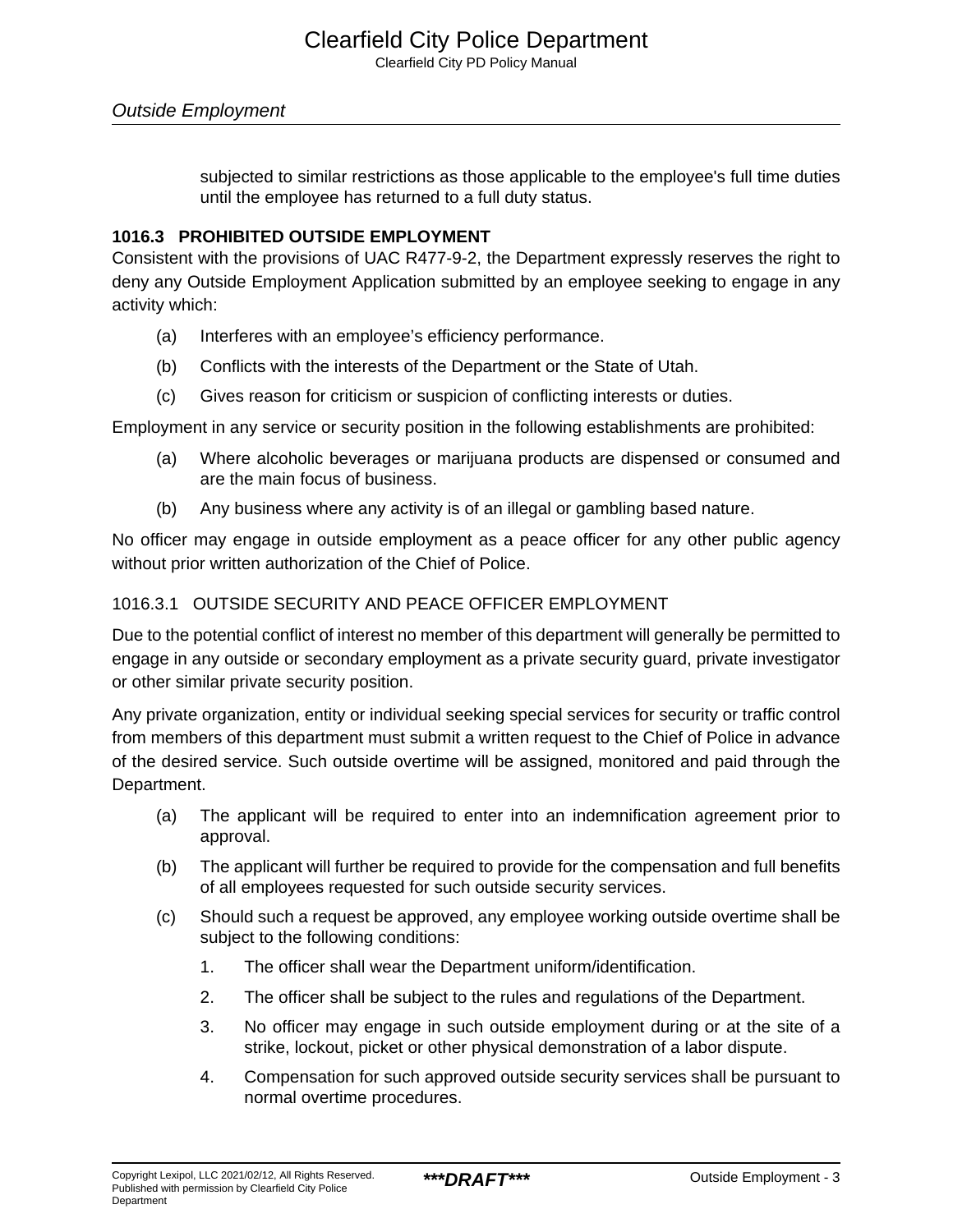subjected to similar restrictions as those applicable to the employee's full time duties until the employee has returned to a full duty status.

### 1016.3 PROHIBITED OUTSIDE EMPLOYMENT

Consistent with the provisions of UAC R477-9-2, the Department expressly reserves the right to deny any Outside Employment Application submitted by an employee seeking to engage in any activity which:

(a) Interferes with an employee's efficiency performance.

(b) Conflicts with the interests of the Department or the State of Utah.

(c) Gives reason for criticism or suspicion of conflicting interests or duties.

Employment in any service or security position in the following establishments are prohibited:

(a) Where alcoholic beverages or marijuana products are dispensed or consumed and are the main focus of business.

(b) Any business where any activity is of an illegal or gambling based nature.

No officer may engage in outside employment as a peace officer for any other public agency without prior written authorization of the Chief of Police.

#### 1016.3.1 OUTSIDE SECURITY AND PEACE OFFICER EMPLOYMENT

Due to the potential conflict of interest no member of this department will generally be permitted to engage in any outside or secondary employment as a private security guard, private investigator or other similar private security position.

Any private organization, entity or individual seeking special services for security or traffic control from members of this department must submit a written request to the Chief of Police in advance of the desired service. Such outside overtime will be assigned, monitored and paid through the Department.

(a) The applicant will be required to enter into an indemnification agreement prior to approval.

(b) The applicant will further be required to provide for the compensation and full benefits of all employees requested for such outside security services.

(c) Should such a request be approved, any employee working outside overtime shall be subject to the following conditions:

1. The officer shall wear the Department uniform/identification.
2. The officer shall be subject to the rules and regulations of the Department.
3. No officer may engage in such outside employment during or at the site of a strike, lockout, picket or other physical demonstration of a labor dispute.
4. Compensation for such approved outside security services shall be pursuant to normal overtime procedures.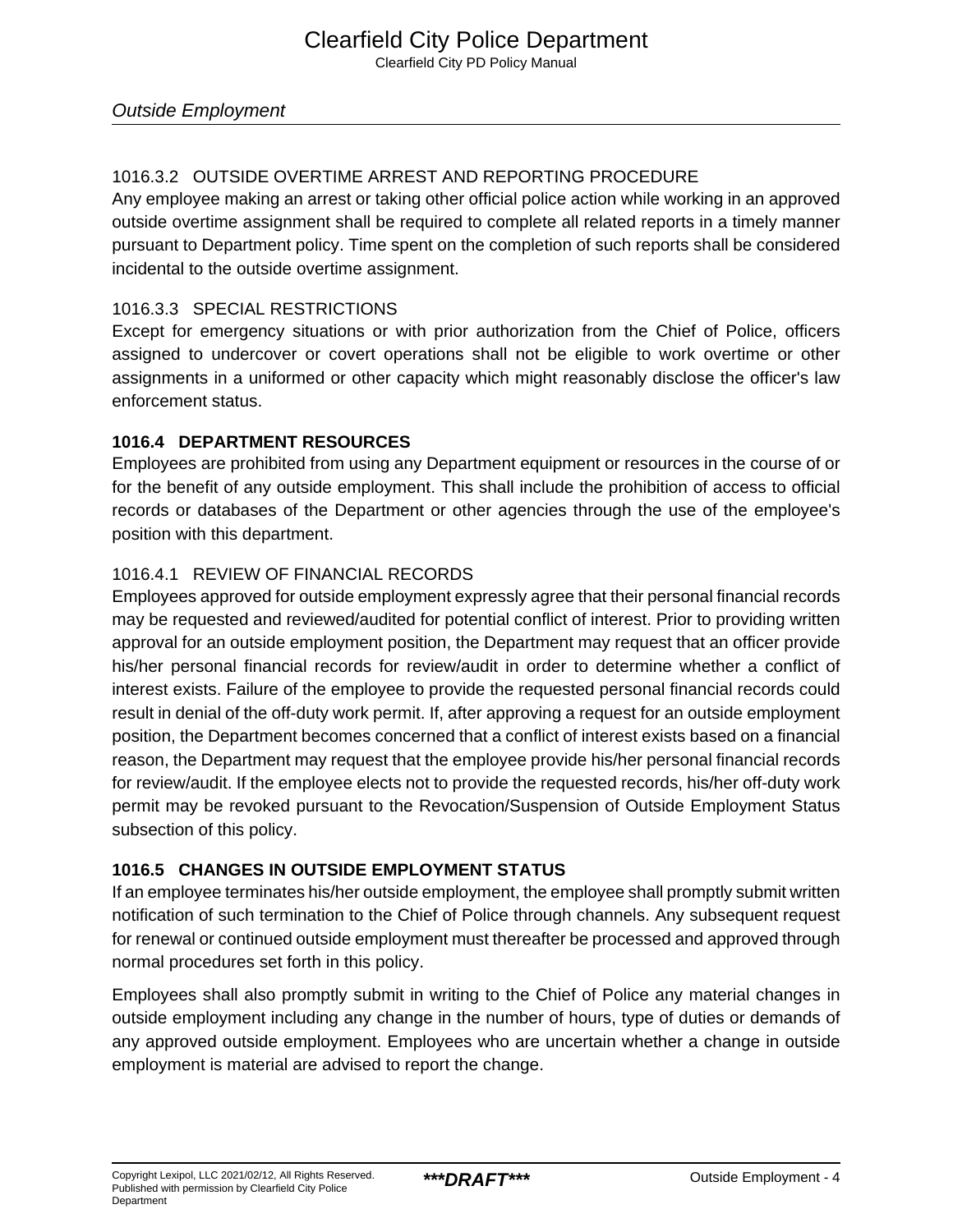#### 1016.3.2 OUTSIDE OVERTIME ARREST AND REPORTING PROCEDURE

Any employee making an arrest or taking other official police action while working in an approved outside overtime assignment shall be required to complete all related reports in a timely manner pursuant to Department policy. Time spent on the completion of such reports shall be considered incidental to the outside overtime assignment.

#### 1016.3.3 SPECIAL RESTRICTIONS

Except for emergency situations or with prior authorization from the Chief of Police, officers assigned to undercover or covert operations shall not be eligible to work overtime or other assignments in a uniformed or other capacity which might reasonably disclose the officer's law enforcement status.

### 1016.4 DEPARTMENT RESOURCES

Employees are prohibited from using any Department equipment or resources in the course of or for the benefit of any outside employment. This shall include the prohibition of access to official records or databases of the Department or other agencies through the use of the employee's position with this department.

#### 1016.4.1 REVIEW OF FINANCIAL RECORDS

Employees approved for outside employment expressly agree that their personal financial records may be requested and reviewed/audited for potential conflict of interest. Prior to providing written approval for an outside employment position, the Department may request that an officer provide his/her personal financial records for review/audit in order to determine whether a conflict of interest exists. Failure of the employee to provide the requested personal financial records could result in denial of the off-duty work permit. If, after approving a request for an outside employment position, the Department becomes concerned that a conflict of interest exists based on a financial reason, the Department may request that the employee provide his/her personal financial records for review/audit. If the employee elects not to provide the requested records, his/her off-duty work permit may be revoked pursuant to the Revocation/Suspension of Outside Employment Status subsection of this policy.

### 1016.5 CHANGES IN OUTSIDE EMPLOYMENT STATUS

If an employee terminates his/her outside employment, the employee shall promptly submit written notification of such termination to the Chief of Police through channels. Any subsequent request for renewal or continued outside employment must thereafter be processed and approved through normal procedures set forth in this policy.

Employees shall also promptly submit in writing to the Chief of Police any material changes in outside employment including any change in the number of hours, type of duties or demands of any approved outside employment. Employees who are uncertain whether a change in outside employment is material are advised to report the change.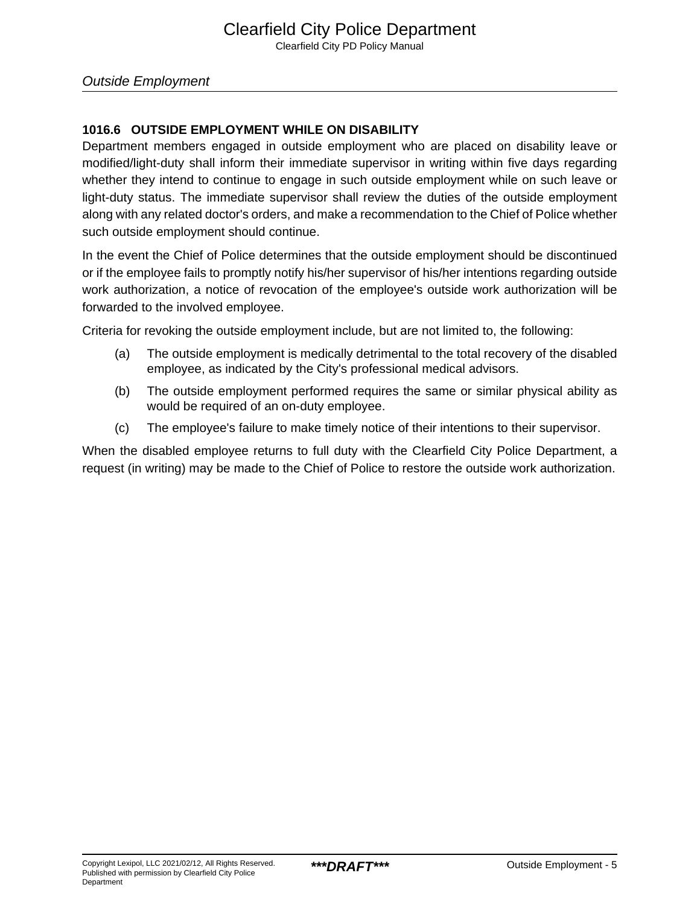## 1016.6 OUTSIDE EMPLOYMENT WHILE ON DISABILITY

Department members engaged in outside employment who are placed on disability leave or modified/light-duty shall inform their immediate supervisor in writing within five days regarding whether they intend to continue to engage in such outside employment while on such leave or light-duty status. The immediate supervisor shall review the duties of the outside employment along with any related doctor's orders, and make a recommendation to the Chief of Police whether such outside employment should continue.

In the event the Chief of Police determines that the outside employment should be discontinued or if the employee fails to promptly notify his/her supervisor of his/her intentions regarding outside work authorization, a notice of revocation of the employee's outside work authorization will be forwarded to the involved employee.

Criteria for revoking the outside employment include, but are not limited to, the following:

(a) The outside employment is medically detrimental to the total recovery of the disabled employee, as indicated by the City's professional medical advisors.

(b) The outside employment performed requires the same or similar physical ability as would be required of an on-duty employee.

(c) The employee's failure to make timely notice of their intentions to their supervisor.

When the disabled employee returns to full duty with the Clearfield City Police Department, a request (in writing) may be made to the Chief of Police to restore the outside work authorization.